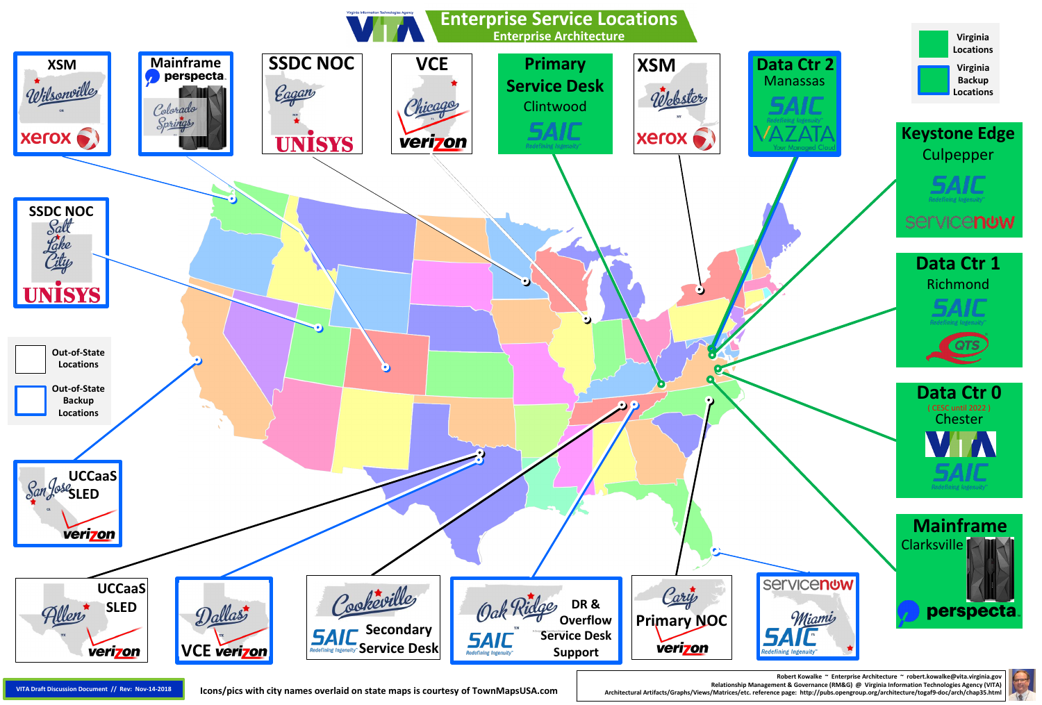# Enterprise Service Locations

## Enterprise Architecture

Virginia Information Technologies Agency — VITA

**Legend:**

- Virginia Locations
- Virginia Backup Locations
- Out-of-State Locations
- Out-of-State Backup Locations

**XSM** — Wilsonville — xerox

**Mainframe** — perspecta — Colorado Springs

**SSDC NOC** — Eagan — UNISYS

**VCE** — Chicago — verizon

**Primary Service Desk** — Clintwood — SAIC Redefining Ingenuity

**XSM** — Webster — xerox

**Data Ctr 2** — Manassas — SAIC Redefining Ingenuity — VAZATA Your Managed Cloud

**Keystone Edge** — Culpepper — SAIC Redefining Ingenuity — servicenow

**Data Ctr 1** — Richmond — SAIC Redefining Ingenuity — QTS

**Data Ctr 0** — ( CESC until 2022 ) — Chester — VITA — SAIC Redefining Ingenuity

**Mainframe** — Clarksville — perspecta

**SSDC NOC** — Salt Lake City — UNISYS

**UCCaaS SLED** — San Jose — verizon

**UCCaaS SLED** — Allen — verizon

**VCE** — Dallas — verizon

**Cookeville** — SAIC Redefining Ingenuity — Secondary Service Desk

**Oak Ridge** — SAIC Redefining Ingenuity — DR & Overflow Service Desk Support

**Cary** — Primary NOC — verizon

**Miami** — servicenow — SAIC Redefining Ingenuity

VITA Draft Discussion Document // Rev: Nov-14-2018

Icons/pics with city names overlaid on state maps is courtesy of TownMapsUSA.com

Robert Kowalke ~ Enterprise Architecture ~ robert.kowalke@vita.virginia.gov
Relationship Management & Governance (RM&G) @ Virginia Information Technologies Agency (VITA)
Architectural Artifacts/Graphs/Views/Matrices/etc. reference page: http://pubs.opengroup.org/architecture/togaf9-doc/arch/chap35.html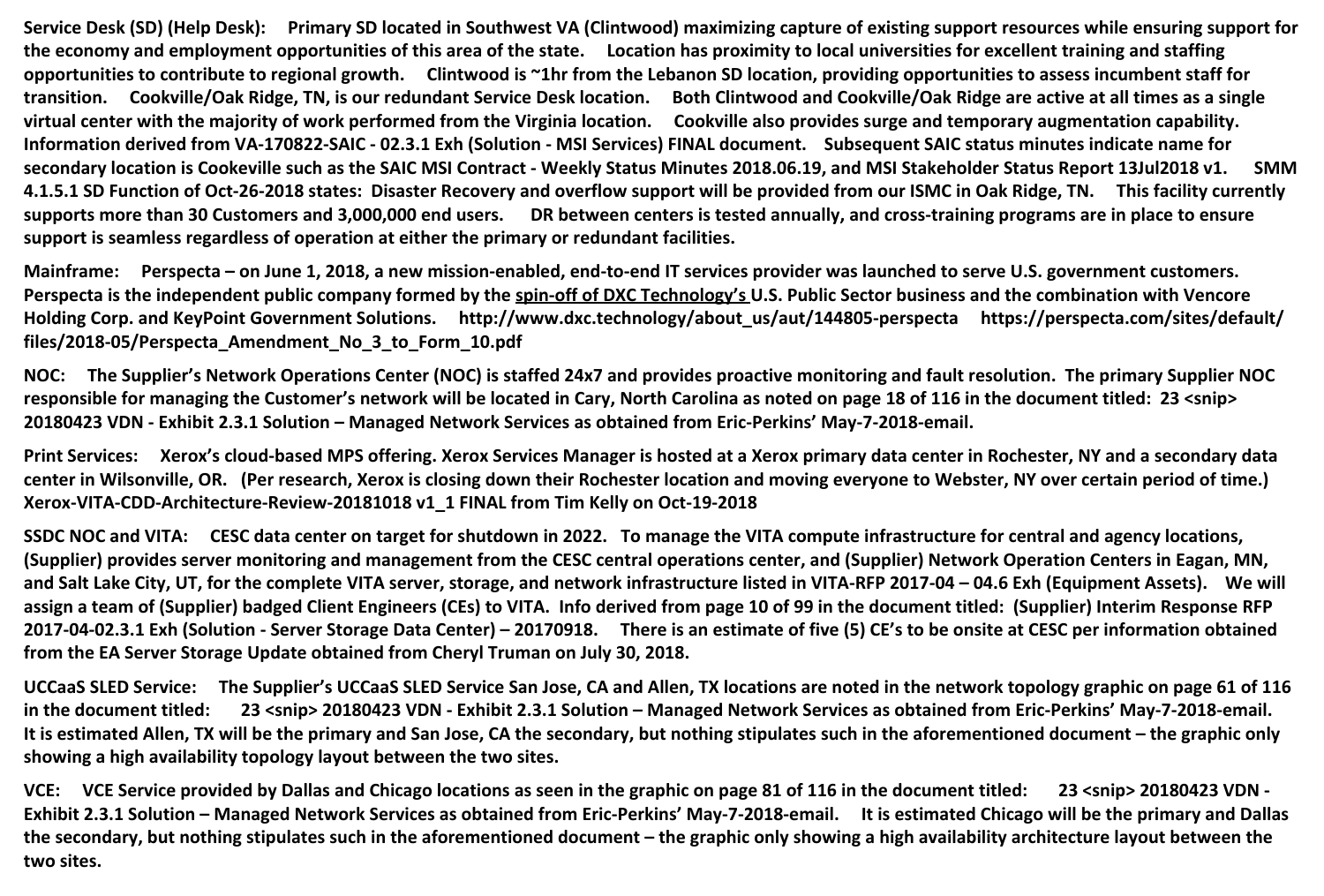**Service Desk (SD) (Help Desk): Primary SD located in Southwest VA (Clintwood) maximizing capture of existing support resources while ensuring support for the economy and employment opportunities of this area of the state. Location has proximity to local universities for excellent training and staffing opportunities to contribute to regional growth. Clintwood is ~1hr from the Lebanon SD location, providing opportunities to assess incumbent staff for transition. Cookville/Oak Ridge, TN, is our redundant Service Desk location. Both Clintwood and Cookville/Oak Ridge are active at all times as a single virtual center with the majority of work performed from the Virginia location. Cookville also provides surge and temporary augmentation capability. Information derived from VA-170822-SAIC - 02.3.1 Exh (Solution - MSI Services) FINAL document. Subsequent SAIC status minutes indicate name for secondary location is Cookeville such as the SAIC MSI Contract - Weekly Status Minutes 2018.06.19, and MSI Stakeholder Status Report 13Jul2018 v1. SMM 4.1.5.1 SD Function of Oct-26-2018 states: Disaster Recovery and overflow support will be provided from our ISMC in Oak Ridge, TN. This facility currently supports more than 30 Customers and 3,000,000 end users. DR between centers is tested annually, and cross-training programs are in place to ensure support is seamless regardless of operation at either the primary or redundant facilities.**

**Mainframe: Perspecta – on June 1, 2018, a new mission-enabled, end-to-end IT services provider was launched to serve U.S. government customers. Perspecta is the independent public company formed by the spin-off of DXC Technology's U.S. Public Sector business and the combination with Vencore Holding Corp. and KeyPoint Government Solutions. http://www.dxc.technology/about_us/aut/144805-perspecta https://perspecta.com/sites/default/files/2018-05/Perspecta_Amendment_No_3_to_Form_10.pdf**

**NOC: The Supplier's Network Operations Center (NOC) is staffed 24x7 and provides proactive monitoring and fault resolution. The primary Supplier NOC responsible for managing the Customer's network will be located in Cary, North Carolina as noted on page 18 of 116 in the document titled: 23 <snip> 20180423 VDN - Exhibit 2.3.1 Solution – Managed Network Services as obtained from Eric-Perkins' May-7-2018-email.**

**Print Services: Xerox's cloud-based MPS offering. Xerox Services Manager is hosted at a Xerox primary data center in Rochester, NY and a secondary data center in Wilsonville, OR. (Per research, Xerox is closing down their Rochester location and moving everyone to Webster, NY over certain period of time.) Xerox-VITA-CDD-Architecture-Review-20181018 v1_1 FINAL from Tim Kelly on Oct-19-2018**

**SSDC NOC and VITA: CESC data center on target for shutdown in 2022. To manage the VITA compute infrastructure for central and agency locations, (Supplier) provides server monitoring and management from the CESC central operations center, and (Supplier) Network Operation Centers in Eagan, MN, and Salt Lake City, UT, for the complete VITA server, storage, and network infrastructure listed in VITA-RFP 2017-04 – 04.6 Exh (Equipment Assets). We will assign a team of (Supplier) badged Client Engineers (CEs) to VITA. Info derived from page 10 of 99 in the document titled: (Supplier) Interim Response RFP 2017-04-02.3.1 Exh (Solution - Server Storage Data Center) – 20170918. There is an estimate of five (5) CE's to be onsite at CESC per information obtained from the EA Server Storage Update obtained from Cheryl Truman on July 30, 2018.**

**UCCaaS SLED Service: The Supplier's UCCaaS SLED Service San Jose, CA and Allen, TX locations are noted in the network topology graphic on page 61 of 116 in the document titled: 23 <snip> 20180423 VDN - Exhibit 2.3.1 Solution – Managed Network Services as obtained from Eric-Perkins' May-7-2018-email. It is estimated Allen, TX will be the primary and San Jose, CA the secondary, but nothing stipulates such in the aforementioned document – the graphic only showing a high availability topology layout between the two sites.**

**VCE: VCE Service provided by Dallas and Chicago locations as seen in the graphic on page 81 of 116 in the document titled: 23 <snip> 20180423 VDN - Exhibit 2.3.1 Solution – Managed Network Services as obtained from Eric-Perkins' May-7-2018-email. It is estimated Chicago will be the primary and Dallas the secondary, but nothing stipulates such in the aforementioned document – the graphic only showing a high availability architecture layout between the two sites.**